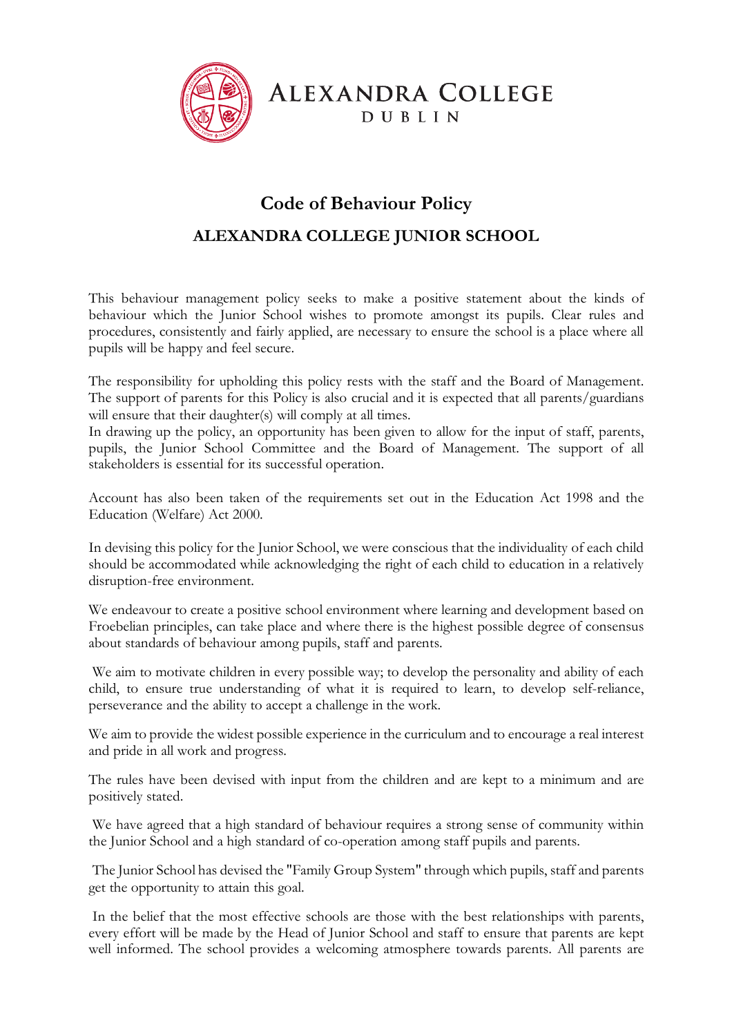ALEXANDRA COLLEGE
DUBLIN

# Code of Behaviour Policy

## ALEXANDRA COLLEGE JUNIOR SCHOOL

This behaviour management policy seeks to make a positive statement about the kinds of behaviour which the Junior School wishes to promote amongst its pupils. Clear rules and procedures, consistently and fairly applied, are necessary to ensure the school is a place where all pupils will be happy and feel secure.

The responsibility for upholding this policy rests with the staff and the Board of Management. The support of parents for this Policy is also crucial and it is expected that all parents/guardians will ensure that their daughter(s) will comply at all times.
In drawing up the policy, an opportunity has been given to allow for the input of staff, parents, pupils, the Junior School Committee and the Board of Management. The support of all stakeholders is essential for its successful operation.

Account has also been taken of the requirements set out in the Education Act 1998 and the Education (Welfare) Act 2000.

In devising this policy for the Junior School, we were conscious that the individuality of each child should be accommodated while acknowledging the right of each child to education in a relatively disruption-free environment.

We endeavour to create a positive school environment where learning and development based on Froebelian principles, can take place and where there is the highest possible degree of consensus about standards of behaviour among pupils, staff and parents.

We aim to motivate children in every possible way; to develop the personality and ability of each child, to ensure true understanding of what it is required to learn, to develop self-reliance, perseverance and the ability to accept a challenge in the work.

We aim to provide the widest possible experience in the curriculum and to encourage a real interest and pride in all work and progress.

The rules have been devised with input from the children and are kept to a minimum and are positively stated.

We have agreed that a high standard of behaviour requires a strong sense of community within the Junior School and a high standard of co-operation among staff pupils and parents.

The Junior School has devised the "Family Group System" through which pupils, staff and parents get the opportunity to attain this goal.

In the belief that the most effective schools are those with the best relationships with parents, every effort will be made by the Head of Junior School and staff to ensure that parents are kept well informed. The school provides a welcoming atmosphere towards parents. All parents are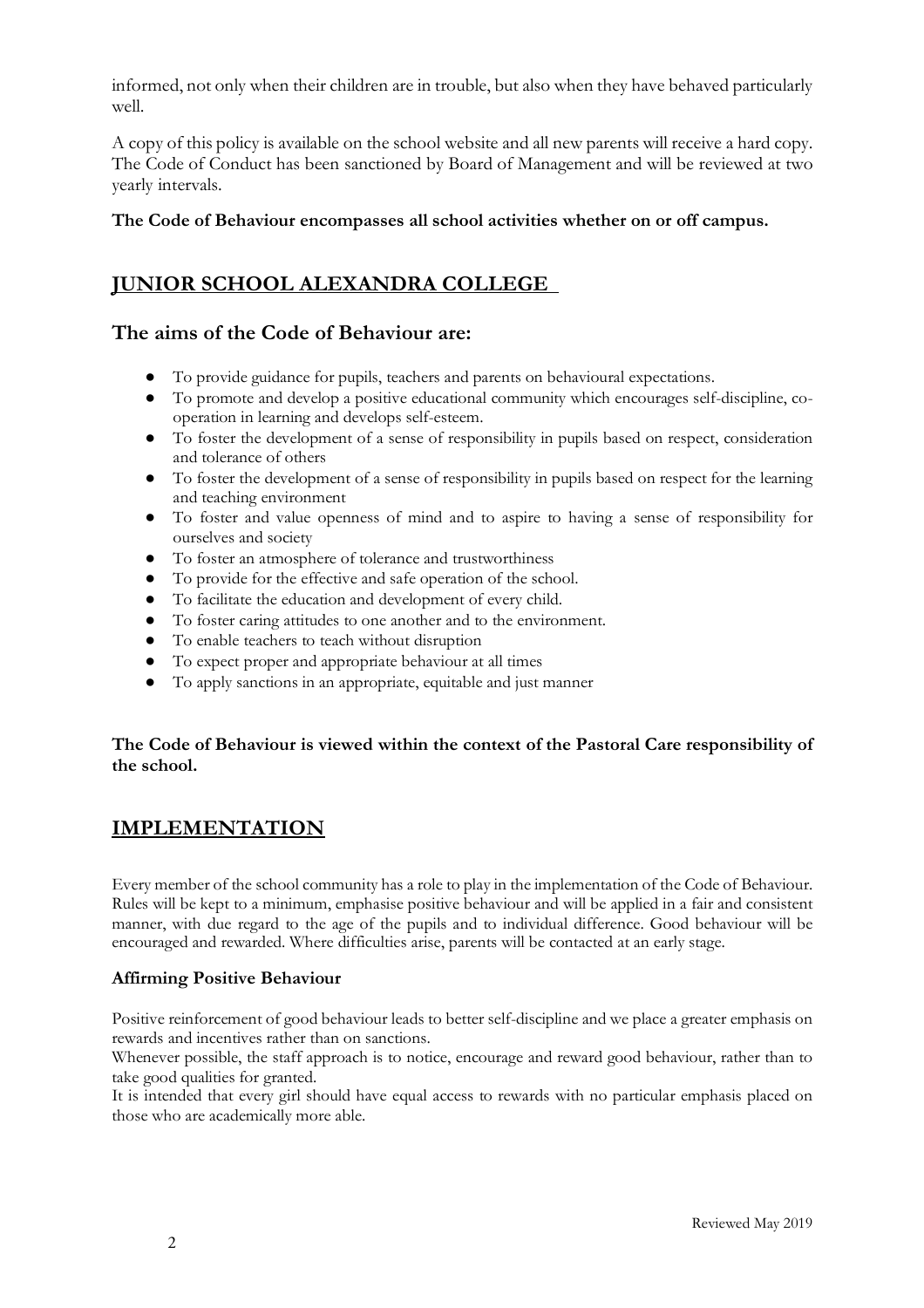informed, not only when their children are in trouble, but also when they have behaved particularly well.

A copy of this policy is available on the school website and all new parents will receive a hard copy. The Code of Conduct has been sanctioned by Board of Management and will be reviewed at two yearly intervals.

**The Code of Behaviour encompasses all school activities whether on or off campus.**

## JUNIOR SCHOOL ALEXANDRA COLLEGE

### The aims of the Code of Behaviour are:

- To provide guidance for pupils, teachers and parents on behavioural expectations.
- To promote and develop a positive educational community which encourages self-discipline, co-operation in learning and develops self-esteem.
- To foster the development of a sense of responsibility in pupils based on respect, consideration and tolerance of others
- To foster the development of a sense of responsibility in pupils based on respect for the learning and teaching environment
- To foster and value openness of mind and to aspire to having a sense of responsibility for ourselves and society
- To foster an atmosphere of tolerance and trustworthiness
- To provide for the effective and safe operation of the school.
- To facilitate the education and development of every child.
- To foster caring attitudes to one another and to the environment.
- To enable teachers to teach without disruption
- To expect proper and appropriate behaviour at all times
- To apply sanctions in an appropriate, equitable and just manner

**The Code of Behaviour is viewed within the context of the Pastoral Care responsibility of the school.**

## IMPLEMENTATION

Every member of the school community has a role to play in the implementation of the Code of Behaviour. Rules will be kept to a minimum, emphasise positive behaviour and will be applied in a fair and consistent manner, with due regard to the age of the pupils and to individual difference. Good behaviour will be encouraged and rewarded. Where difficulties arise, parents will be contacted at an early stage.

**Affirming Positive Behaviour**

Positive reinforcement of good behaviour leads to better self-discipline and we place a greater emphasis on rewards and incentives rather than on sanctions.

Whenever possible, the staff approach is to notice, encourage and reward good behaviour, rather than to take good qualities for granted.

It is intended that every girl should have equal access to rewards with no particular emphasis placed on those who are academically more able.

Reviewed May 2019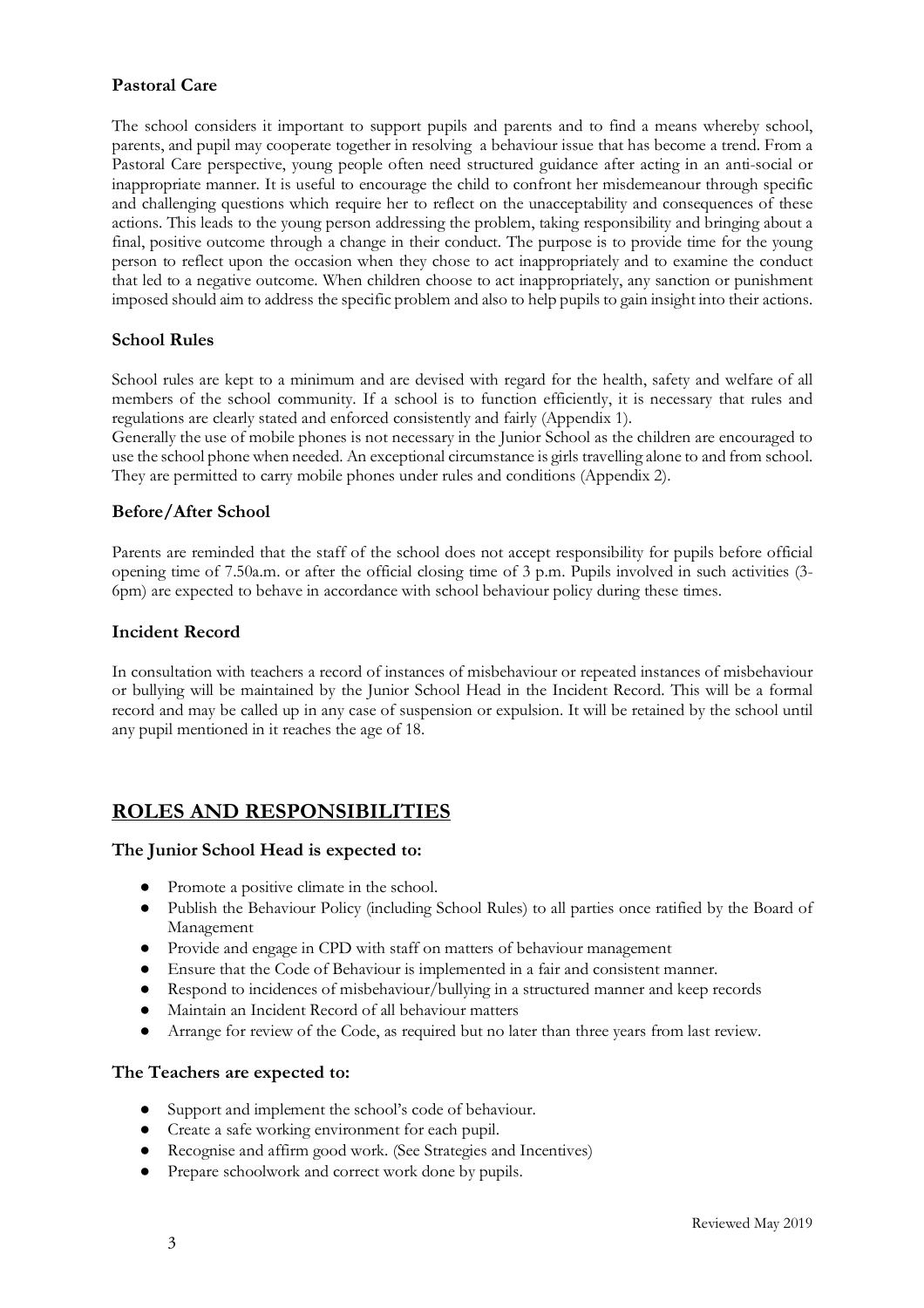### Pastoral Care

The school considers it important to support pupils and parents and to find a means whereby school, parents, and pupil may cooperate together in resolving a behaviour issue that has become a trend. From a Pastoral Care perspective, young people often need structured guidance after acting in an anti-social or inappropriate manner. It is useful to encourage the child to confront her misdemeanour through specific and challenging questions which require her to reflect on the unacceptability and consequences of these actions. This leads to the young person addressing the problem, taking responsibility and bringing about a final, positive outcome through a change in their conduct. The purpose is to provide time for the young person to reflect upon the occasion when they chose to act inappropriately and to examine the conduct that led to a negative outcome. When children choose to act inappropriately, any sanction or punishment imposed should aim to address the specific problem and also to help pupils to gain insight into their actions.

### School Rules

School rules are kept to a minimum and are devised with regard for the health, safety and welfare of all members of the school community. If a school is to function efficiently, it is necessary that rules and regulations are clearly stated and enforced consistently and fairly (Appendix 1).
Generally the use of mobile phones is not necessary in the Junior School as the children are encouraged to use the school phone when needed. An exceptional circumstance is girls travelling alone to and from school. They are permitted to carry mobile phones under rules and conditions (Appendix 2).

### Before/After School

Parents are reminded that the staff of the school does not accept responsibility for pupils before official opening time of 7.50a.m. or after the official closing time of 3 p.m. Pupils involved in such activities (3-6pm) are expected to behave in accordance with school behaviour policy during these times.

### Incident Record

In consultation with teachers a record of instances of misbehaviour or repeated instances of misbehaviour or bullying will be maintained by the Junior School Head in the Incident Record. This will be a formal record and may be called up in any case of suspension or expulsion. It will be retained by the school until any pupil mentioned in it reaches the age of 18.

## ROLES AND RESPONSIBILITIES

### The Junior School Head is expected to:

- Promote a positive climate in the school.
- Publish the Behaviour Policy (including School Rules) to all parties once ratified by the Board of Management
- Provide and engage in CPD with staff on matters of behaviour management
- Ensure that the Code of Behaviour is implemented in a fair and consistent manner.
- Respond to incidences of misbehaviour/bullying in a structured manner and keep records
- Maintain an Incident Record of all behaviour matters
- Arrange for review of the Code, as required but no later than three years from last review.

### The Teachers are expected to:

- Support and implement the school's code of behaviour.
- Create a safe working environment for each pupil.
- Recognise and affirm good work. (See Strategies and Incentives)
- Prepare schoolwork and correct work done by pupils.

Reviewed May 2019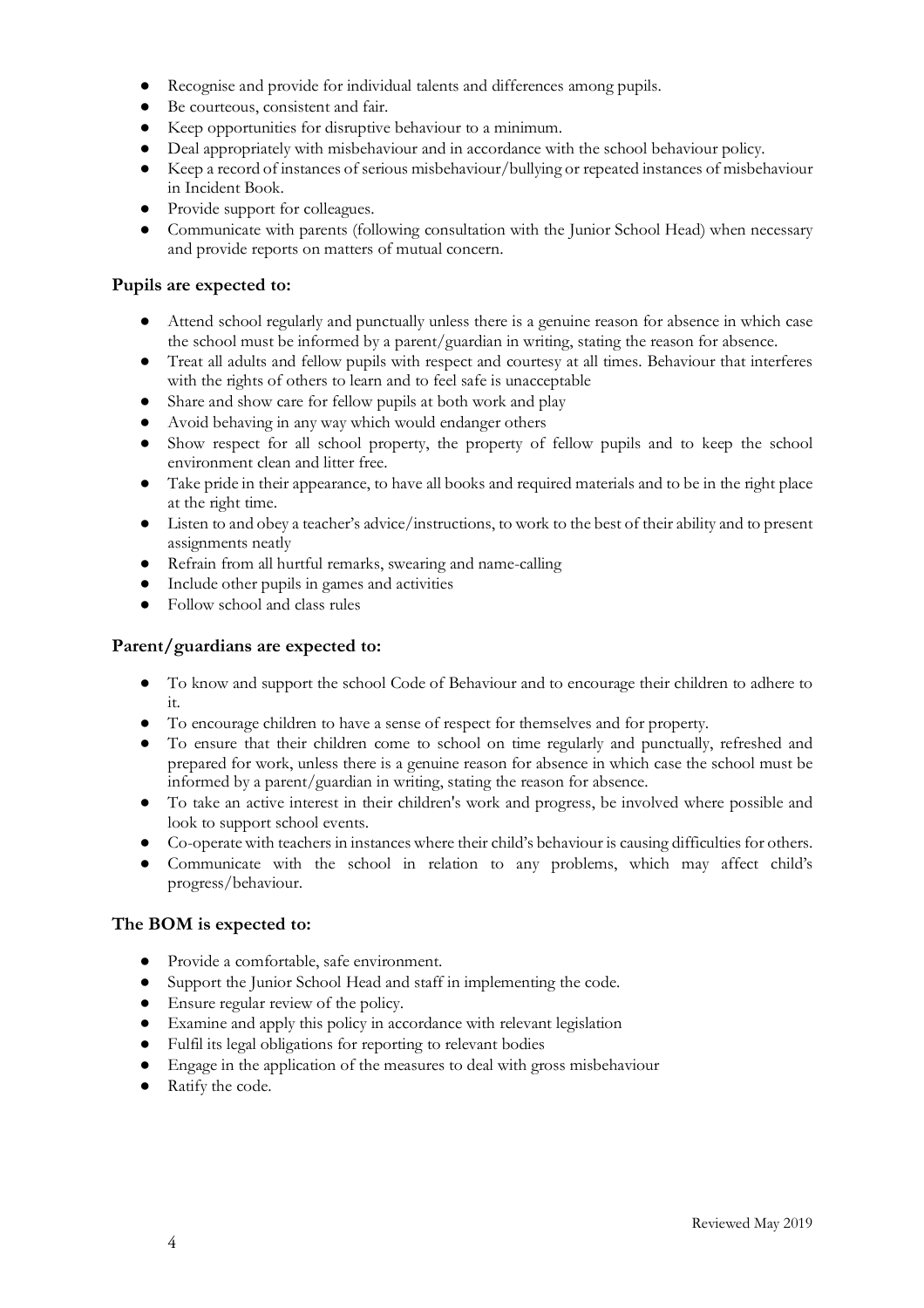- Recognise and provide for individual talents and differences among pupils.
- Be courteous, consistent and fair.
- Keep opportunities for disruptive behaviour to a minimum.
- Deal appropriately with misbehaviour and in accordance with the school behaviour policy.
- Keep a record of instances of serious misbehaviour/bullying or repeated instances of misbehaviour in Incident Book.
- Provide support for colleagues.
- Communicate with parents (following consultation with the Junior School Head) when necessary and provide reports on matters of mutual concern.

**Pupils are expected to:**

- Attend school regularly and punctually unless there is a genuine reason for absence in which case the school must be informed by a parent/guardian in writing, stating the reason for absence.
- Treat all adults and fellow pupils with respect and courtesy at all times. Behaviour that interferes with the rights of others to learn and to feel safe is unacceptable
- Share and show care for fellow pupils at both work and play
- Avoid behaving in any way which would endanger others
- Show respect for all school property, the property of fellow pupils and to keep the school environment clean and litter free.
- Take pride in their appearance, to have all books and required materials and to be in the right place at the right time.
- Listen to and obey a teacher's advice/instructions, to work to the best of their ability and to present assignments neatly
- Refrain from all hurtful remarks, swearing and name-calling
- Include other pupils in games and activities
- Follow school and class rules

**Parent/guardians are expected to:**

- To know and support the school Code of Behaviour and to encourage their children to adhere to it.
- To encourage children to have a sense of respect for themselves and for property.
- To ensure that their children come to school on time regularly and punctually, refreshed and prepared for work, unless there is a genuine reason for absence in which case the school must be informed by a parent/guardian in writing, stating the reason for absence.
- To take an active interest in their children's work and progress, be involved where possible and look to support school events.
- Co-operate with teachers in instances where their child's behaviour is causing difficulties for others.
- Communicate with the school in relation to any problems, which may affect child's progress/behaviour.

**The BOM is expected to:**

- Provide a comfortable, safe environment.
- Support the Junior School Head and staff in implementing the code.
- Ensure regular review of the policy.
- Examine and apply this policy in accordance with relevant legislation
- Fulfil its legal obligations for reporting to relevant bodies
- Engage in the application of the measures to deal with gross misbehaviour
- Ratify the code.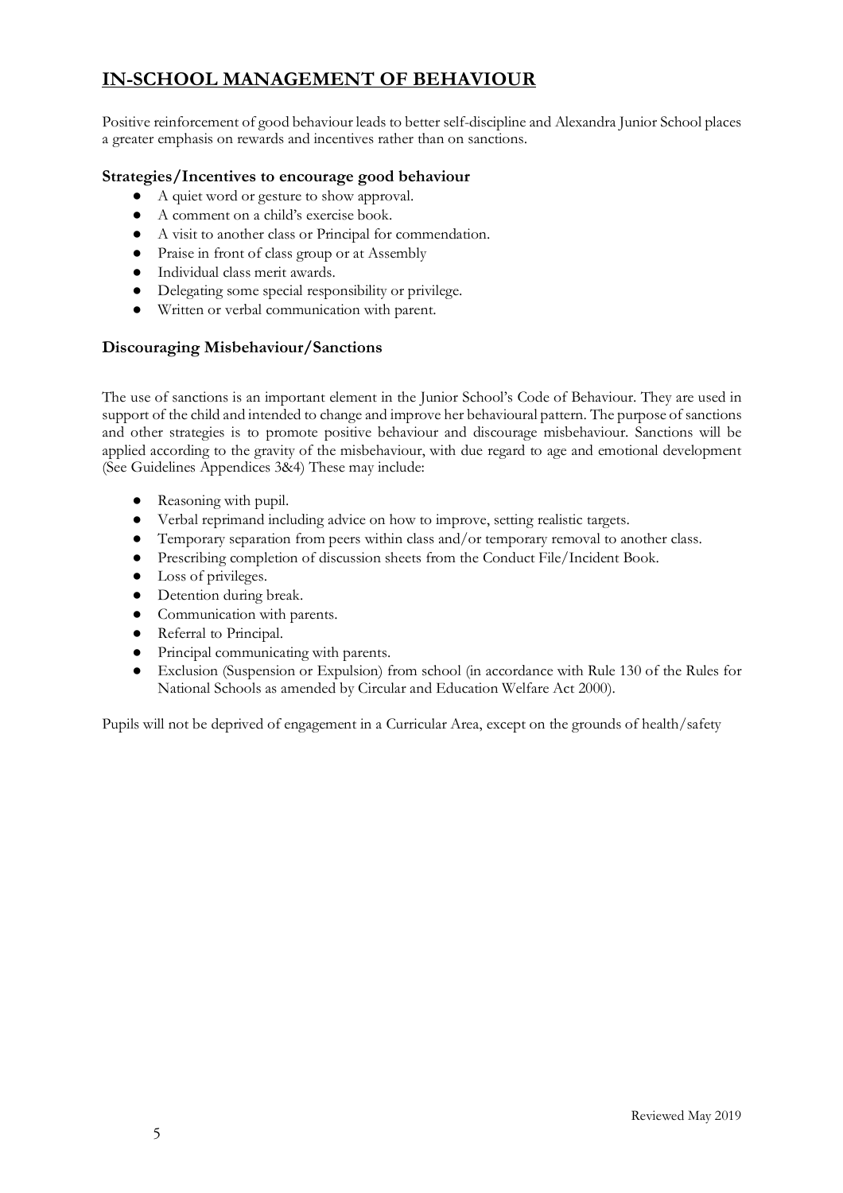## IN-SCHOOL MANAGEMENT OF BEHAVIOUR

Positive reinforcement of good behaviour leads to better self-discipline and Alexandra Junior School places a greater emphasis on rewards and incentives rather than on sanctions.

### Strategies/Incentives to encourage good behaviour

- A quiet word or gesture to show approval.
- A comment on a child's exercise book.
- A visit to another class or Principal for commendation.
- Praise in front of class group or at Assembly
- Individual class merit awards.
- Delegating some special responsibility or privilege.
- Written or verbal communication with parent.

### Discouraging Misbehaviour/Sanctions

The use of sanctions is an important element in the Junior School's Code of Behaviour. They are used in support of the child and intended to change and improve her behavioural pattern. The purpose of sanctions and other strategies is to promote positive behaviour and discourage misbehaviour. Sanctions will be applied according to the gravity of the misbehaviour, with due regard to age and emotional development (See Guidelines Appendices 3&4) These may include:

- Reasoning with pupil.
- Verbal reprimand including advice on how to improve, setting realistic targets.
- Temporary separation from peers within class and/or temporary removal to another class.
- Prescribing completion of discussion sheets from the Conduct File/Incident Book.
- Loss of privileges.
- Detention during break.
- Communication with parents.
- Referral to Principal.
- Principal communicating with parents.
- Exclusion (Suspension or Expulsion) from school (in accordance with Rule 130 of the Rules for National Schools as amended by Circular and Education Welfare Act 2000).

Pupils will not be deprived of engagement in a Curricular Area, except on the grounds of health/safety

Reviewed May 2019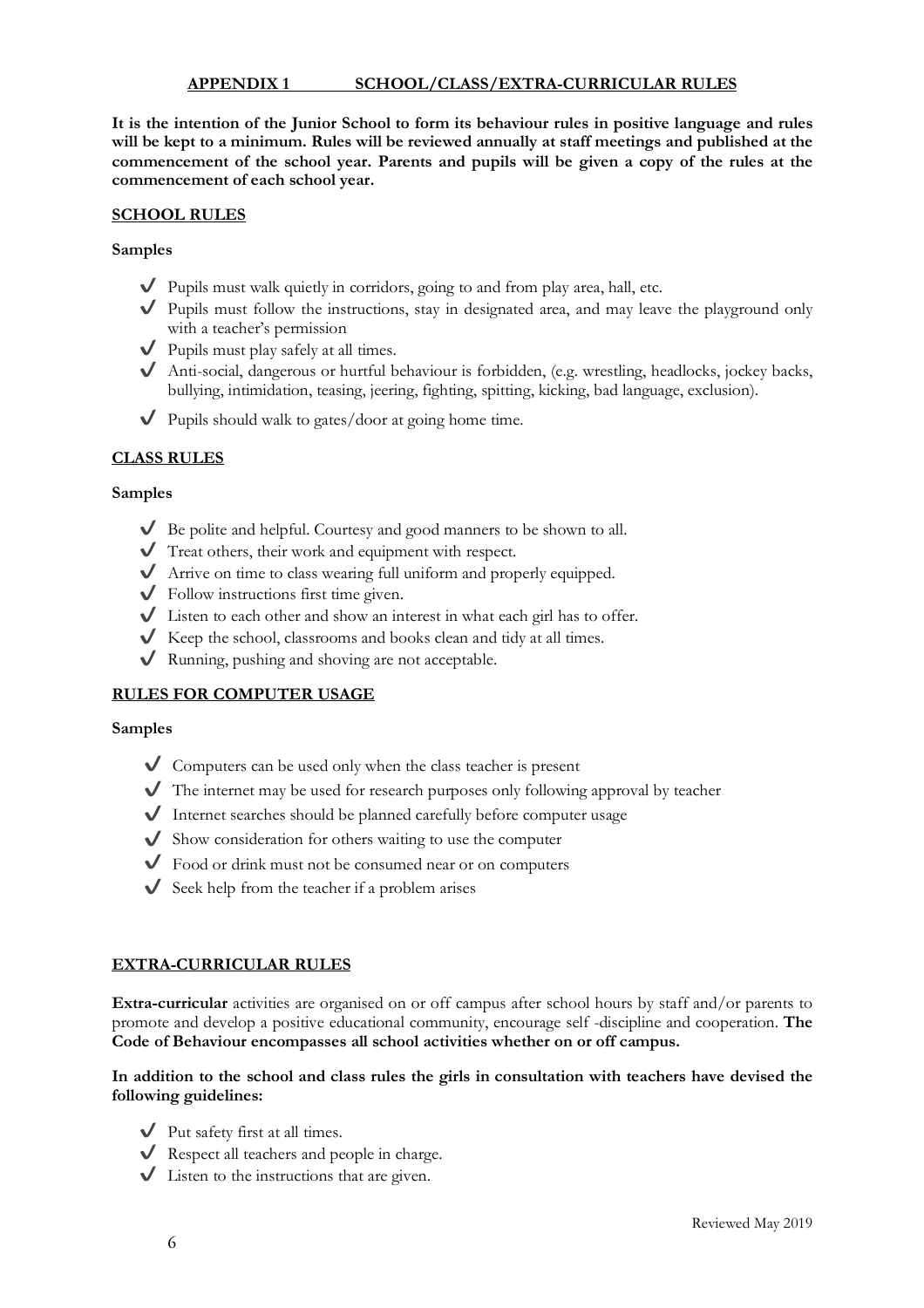## APPENDIX 1 SCHOOL/CLASS/EXTRA-CURRICULAR RULES

**It is the intention of the Junior School to form its behaviour rules in positive language and rules will be kept to a minimum. Rules will be reviewed annually at staff meetings and published at the commencement of the school year. Parents and pupils will be given a copy of the rules at the commencement of each school year.**

### SCHOOL RULES

**Samples**

- ✔ Pupils must walk quietly in corridors, going to and from play area, hall, etc.
- ✔ Pupils must follow the instructions, stay in designated area, and may leave the playground only with a teacher's permission
- ✔ Pupils must play safely at all times.
- ✔ Anti-social, dangerous or hurtful behaviour is forbidden, (e.g. wrestling, headlocks, jockey backs, bullying, intimidation, teasing, jeering, fighting, spitting, kicking, bad language, exclusion).
- ✔ Pupils should walk to gates/door at going home time.

### CLASS RULES

**Samples**

- ✔ Be polite and helpful. Courtesy and good manners to be shown to all.
- ✔ Treat others, their work and equipment with respect.
- ✔ Arrive on time to class wearing full uniform and properly equipped.
- ✔ Follow instructions first time given.
- ✔ Listen to each other and show an interest in what each girl has to offer.
- ✔ Keep the school, classrooms and books clean and tidy at all times.
- ✔ Running, pushing and shoving are not acceptable.

### RULES FOR COMPUTER USAGE

**Samples**

- ✔ Computers can be used only when the class teacher is present
- ✔ The internet may be used for research purposes only following approval by teacher
- ✔ Internet searches should be planned carefully before computer usage
- ✔ Show consideration for others waiting to use the computer
- ✔ Food or drink must not be consumed near or on computers
- ✔ Seek help from the teacher if a problem arises

### EXTRA-CURRICULAR RULES

**Extra-curricular** activities are organised on or off campus after school hours by staff and/or parents to promote and develop a positive educational community, encourage self -discipline and cooperation. **The Code of Behaviour encompasses all school activities whether on or off campus.**

**In addition to the school and class rules the girls in consultation with teachers have devised the following guidelines:**

- ✔ Put safety first at all times.
- ✔ Respect all teachers and people in charge.
- ✔ Listen to the instructions that are given.

Reviewed May 2019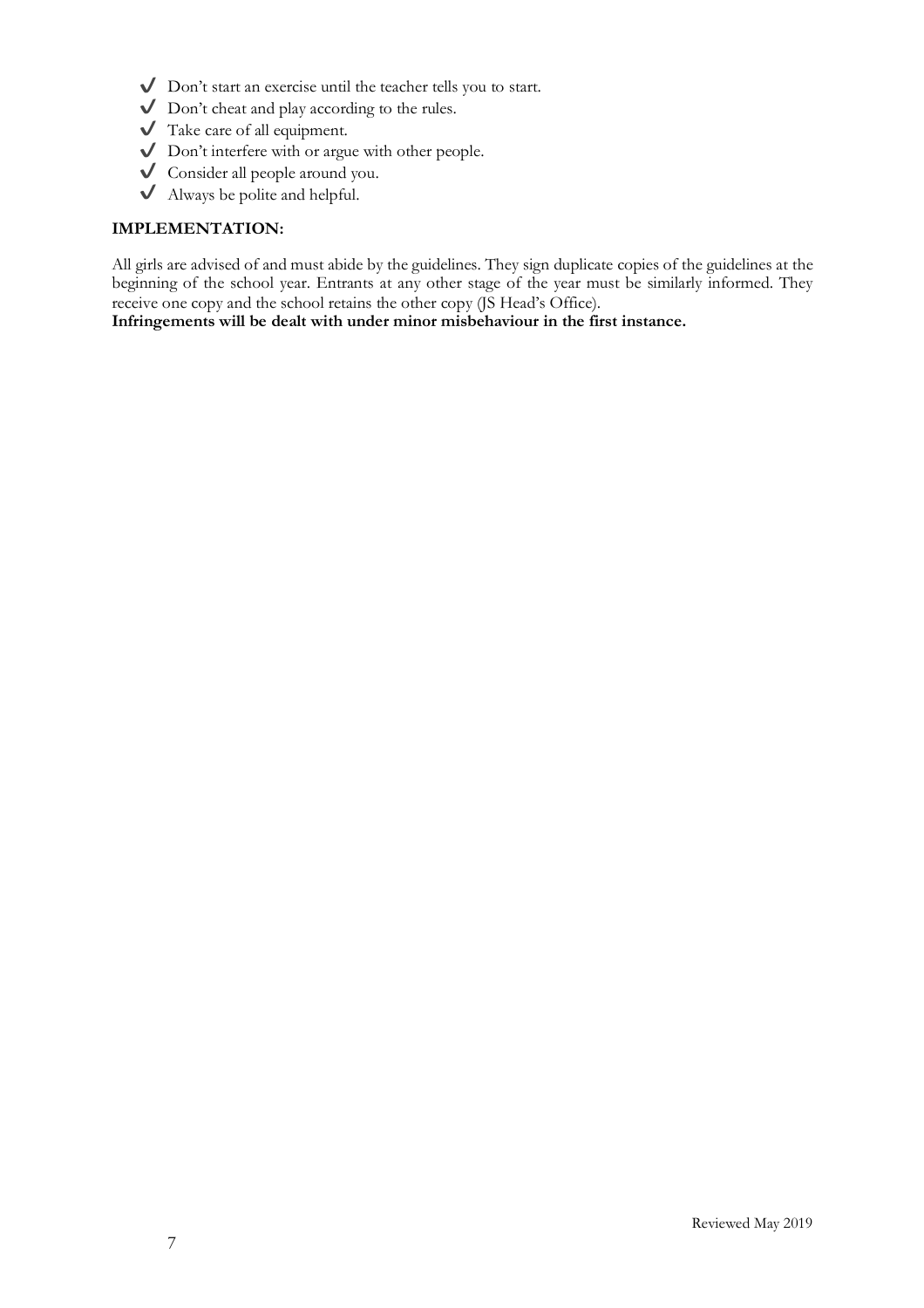- ✔ Don't start an exercise until the teacher tells you to start.
- ✔ Don't cheat and play according to the rules.
- ✔ Take care of all equipment.
- ✔ Don't interfere with or argue with other people.
- ✔ Consider all people around you.
- ✔ Always be polite and helpful.

**IMPLEMENTATION:**

All girls are advised of and must abide by the guidelines. They sign duplicate copies of the guidelines at the beginning of the school year. Entrants at any other stage of the year must be similarly informed. They receive one copy and the school retains the other copy (JS Head's Office).
**Infringements will be dealt with under minor misbehaviour in the first instance.**

Reviewed May 2019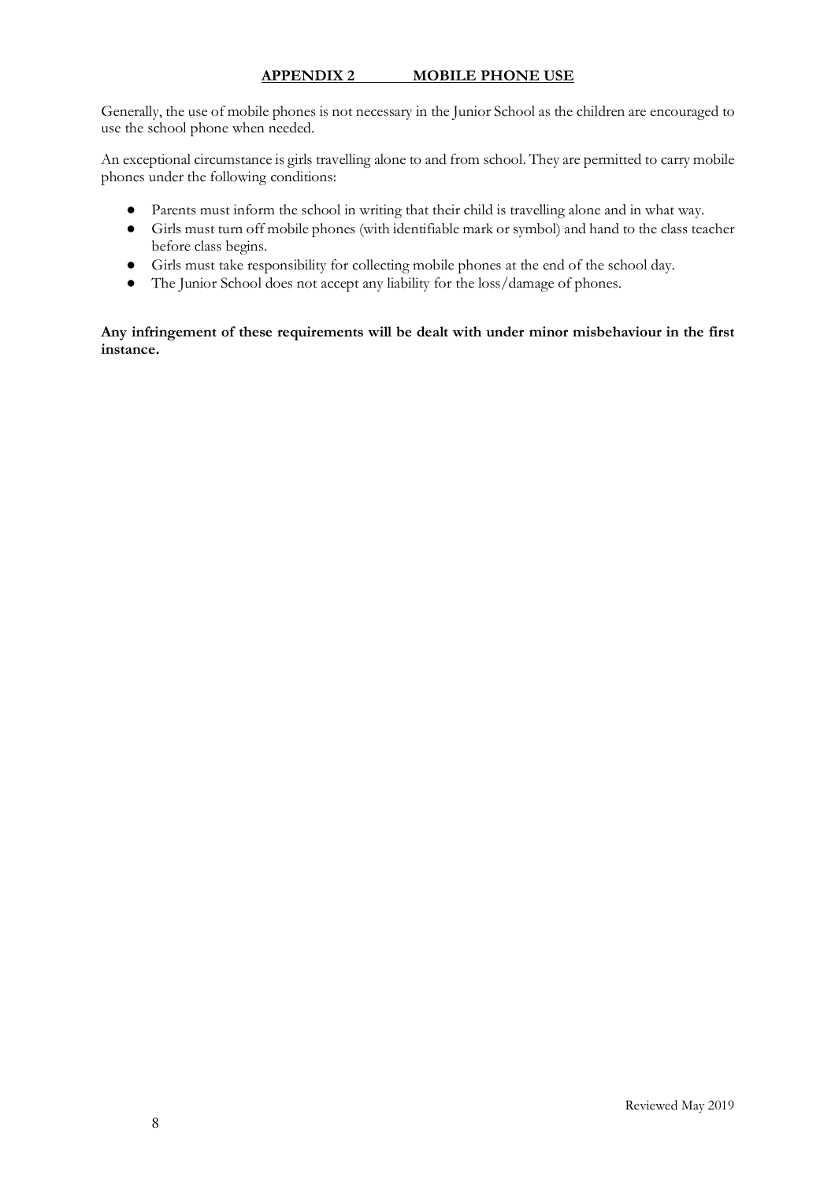## APPENDIX 2 MOBILE PHONE USE

Generally, the use of mobile phones is not necessary in the Junior School as the children are encouraged to use the school phone when needed.

An exceptional circumstance is girls travelling alone to and from school. They are permitted to carry mobile phones under the following conditions:

- Parents must inform the school in writing that their child is travelling alone and in what way.
- Girls must turn off mobile phones (with identifiable mark or symbol) and hand to the class teacher before class begins.
- Girls must take responsibility for collecting mobile phones at the end of the school day.
- The Junior School does not accept any liability for the loss/damage of phones.

**Any infringement of these requirements will be dealt with under minor misbehaviour in the first instance.**

Reviewed May 2019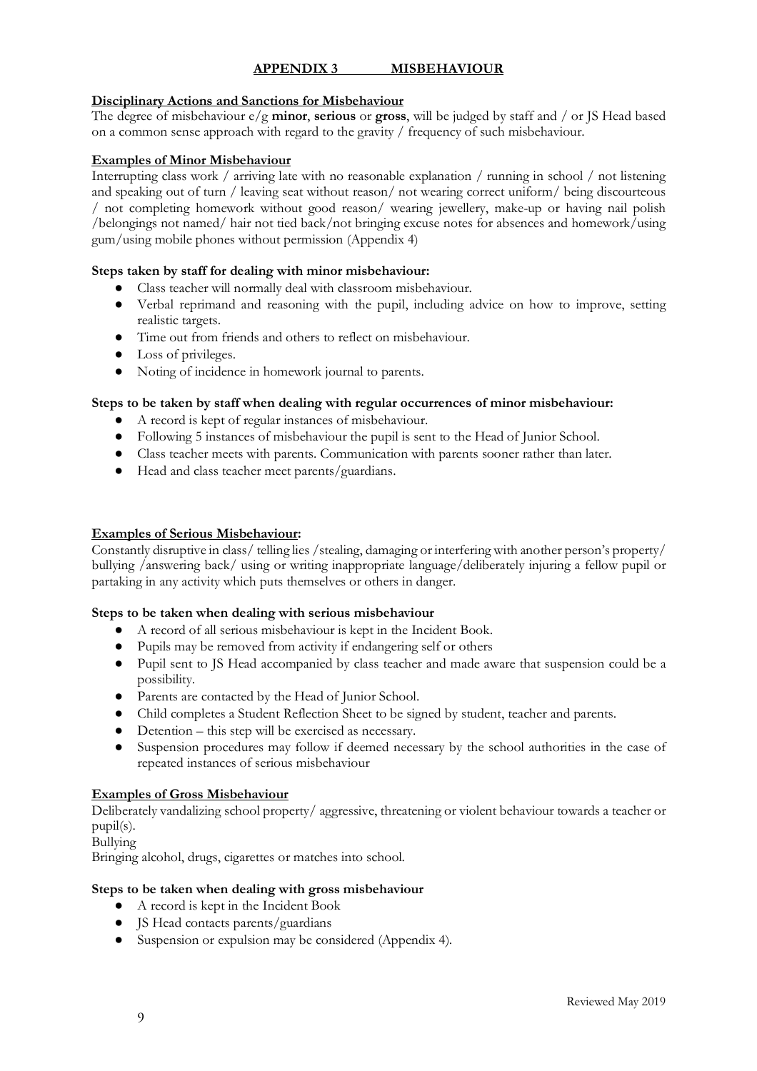## APPENDIX 3 MISBEHAVIOUR

**Disciplinary Actions and Sanctions for Misbehaviour**

The degree of misbehaviour e/g **minor**, **serious** or **gross**, will be judged by staff and / or JS Head based on a common sense approach with regard to the gravity / frequency of such misbehaviour.

**Examples of Minor Misbehaviour**

Interrupting class work / arriving late with no reasonable explanation / running in school / not listening and speaking out of turn / leaving seat without reason/ not wearing correct uniform/ being discourteous / not completing homework without good reason/ wearing jewellery, make-up or having nail polish /belongings not named/ hair not tied back/not bringing excuse notes for absences and homework/using gum/using mobile phones without permission (Appendix 4)

**Steps taken by staff for dealing with minor misbehaviour:**

- Class teacher will normally deal with classroom misbehaviour.
- Verbal reprimand and reasoning with the pupil, including advice on how to improve, setting realistic targets.
- Time out from friends and others to reflect on misbehaviour.
- Loss of privileges.
- Noting of incidence in homework journal to parents.

**Steps to be taken by staff when dealing with regular occurrences of minor misbehaviour:**

- A record is kept of regular instances of misbehaviour.
- Following 5 instances of misbehaviour the pupil is sent to the Head of Junior School.
- Class teacher meets with parents. Communication with parents sooner rather than later.
- Head and class teacher meet parents/guardians.

**Examples of Serious Misbehaviour:**

Constantly disruptive in class/ telling lies /stealing, damaging or interfering with another person's property/ bullying /answering back/ using or writing inappropriate language/deliberately injuring a fellow pupil or partaking in any activity which puts themselves or others in danger.

**Steps to be taken when dealing with serious misbehaviour**

- A record of all serious misbehaviour is kept in the Incident Book.
- Pupils may be removed from activity if endangering self or others
- Pupil sent to JS Head accompanied by class teacher and made aware that suspension could be a possibility.
- Parents are contacted by the Head of Junior School.
- Child completes a Student Reflection Sheet to be signed by student, teacher and parents.
- Detention – this step will be exercised as necessary.
- Suspension procedures may follow if deemed necessary by the school authorities in the case of repeated instances of serious misbehaviour

**Examples of Gross Misbehaviour**

Deliberately vandalizing school property/ aggressive, threatening or violent behaviour towards a teacher or pupil(s).

Bullying

Bringing alcohol, drugs, cigarettes or matches into school.

**Steps to be taken when dealing with gross misbehaviour**

- A record is kept in the Incident Book
- JS Head contacts parents/guardians
- Suspension or expulsion may be considered (Appendix 4).

Reviewed May 2019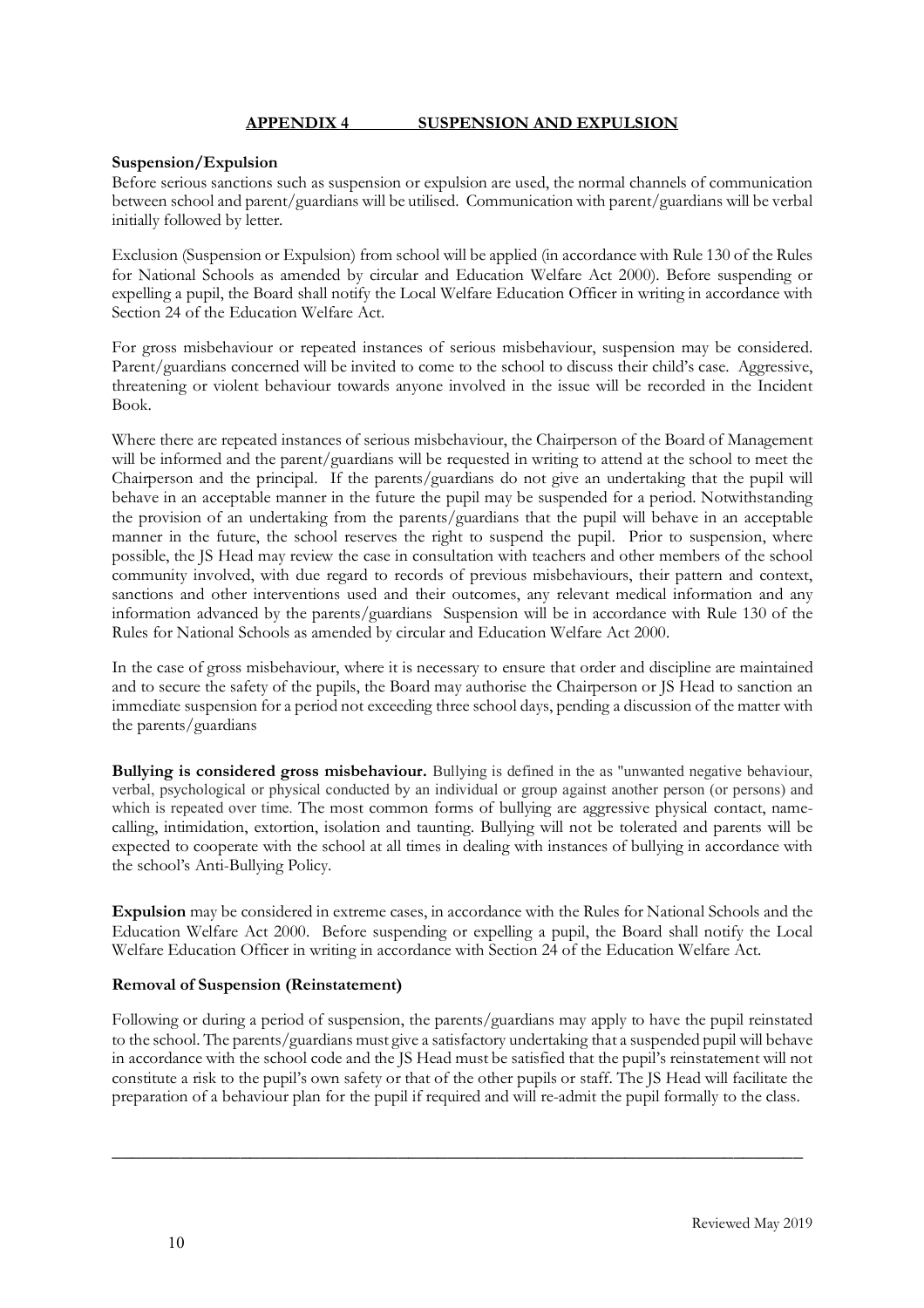## APPENDIX 4 SUSPENSION AND EXPULSION

**Suspension/Expulsion**

Before serious sanctions such as suspension or expulsion are used, the normal channels of communication between school and parent/guardians will be utilised. Communication with parent/guardians will be verbal initially followed by letter.

Exclusion (Suspension or Expulsion) from school will be applied (in accordance with Rule 130 of the Rules for National Schools as amended by circular and Education Welfare Act 2000). Before suspending or expelling a pupil, the Board shall notify the Local Welfare Education Officer in writing in accordance with Section 24 of the Education Welfare Act.

For gross misbehaviour or repeated instances of serious misbehaviour, suspension may be considered. Parent/guardians concerned will be invited to come to the school to discuss their child's case. Aggressive, threatening or violent behaviour towards anyone involved in the issue will be recorded in the Incident Book.

Where there are repeated instances of serious misbehaviour, the Chairperson of the Board of Management will be informed and the parent/guardians will be requested in writing to attend at the school to meet the Chairperson and the principal. If the parents/guardians do not give an undertaking that the pupil will behave in an acceptable manner in the future the pupil may be suspended for a period. Notwithstanding the provision of an undertaking from the parents/guardians that the pupil will behave in an acceptable manner in the future, the school reserves the right to suspend the pupil. Prior to suspension, where possible, the JS Head may review the case in consultation with teachers and other members of the school community involved, with due regard to records of previous misbehaviours, their pattern and context, sanctions and other interventions used and their outcomes, any relevant medical information and any information advanced by the parents/guardians Suspension will be in accordance with Rule 130 of the Rules for National Schools as amended by circular and Education Welfare Act 2000.

In the case of gross misbehaviour, where it is necessary to ensure that order and discipline are maintained and to secure the safety of the pupils, the Board may authorise the Chairperson or JS Head to sanction an immediate suspension for a period not exceeding three school days, pending a discussion of the matter with the parents/guardians

**Bullying is considered gross misbehaviour.** Bullying is defined in the as "unwanted negative behaviour, verbal, psychological or physical conducted by an individual or group against another person (or persons) and which is repeated over time. The most common forms of bullying are aggressive physical contact, name-calling, intimidation, extortion, isolation and taunting. Bullying will not be tolerated and parents will be expected to cooperate with the school at all times in dealing with instances of bullying in accordance with the school's Anti-Bullying Policy.

**Expulsion** may be considered in extreme cases, in accordance with the Rules for National Schools and the Education Welfare Act 2000. Before suspending or expelling a pupil, the Board shall notify the Local Welfare Education Officer in writing in accordance with Section 24 of the Education Welfare Act.

**Removal of Suspension (Reinstatement)**

Following or during a period of suspension, the parents/guardians may apply to have the pupil reinstated to the school. The parents/guardians must give a satisfactory undertaking that a suspended pupil will behave in accordance with the school code and the JS Head must be satisfied that the pupil's reinstatement will not constitute a risk to the pupil's own safety or that of the other pupils or staff. The JS Head will facilitate the preparation of a behaviour plan for the pupil if required and will re-admit the pupil formally to the class.

---

Reviewed May 2019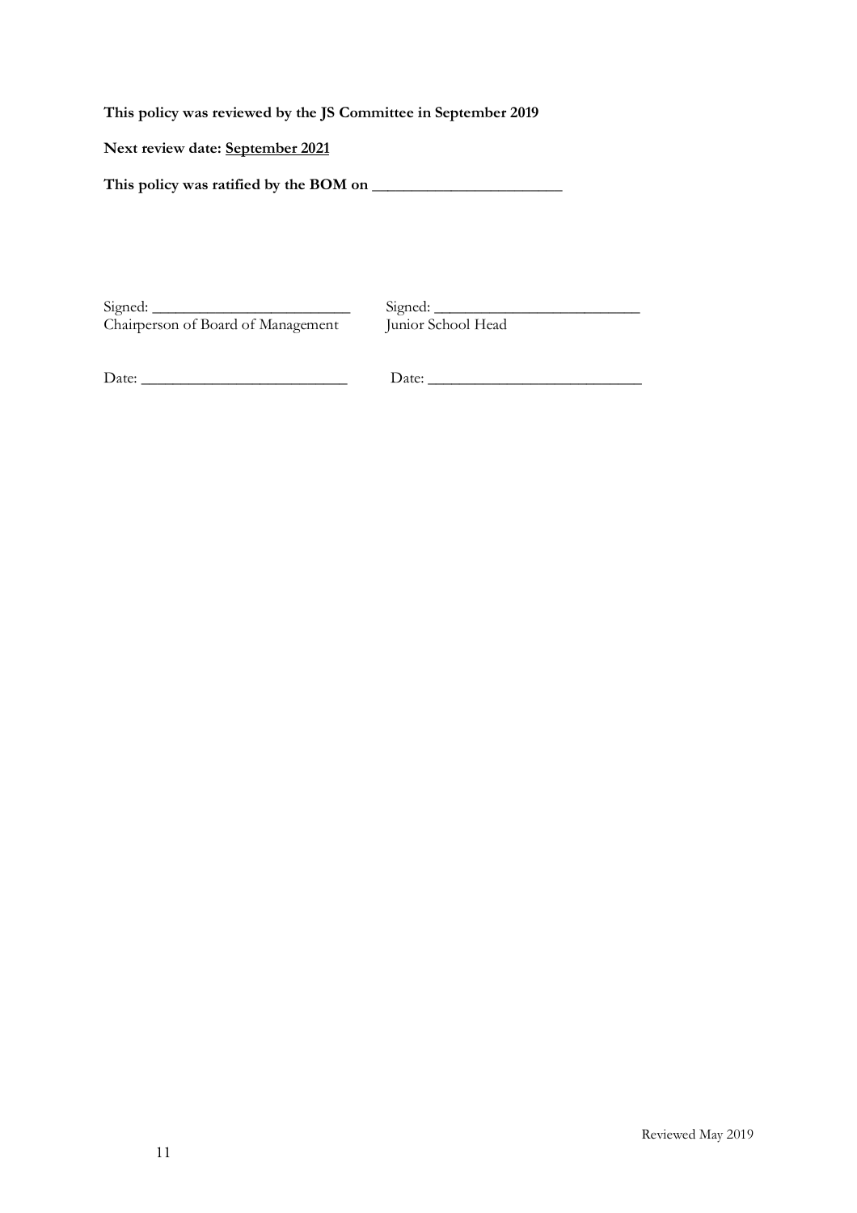**This policy was reviewed by the JS Committee in September 2019**

**Next review date: <u>September 2021</u>**

**This policy was ratified by the BOM on _______________________**

Signed: _________________________
Chairperson of Board of Management

Signed: _________________________
Junior School Head

Date: _________________________

Date: _________________________

Reviewed May 2019